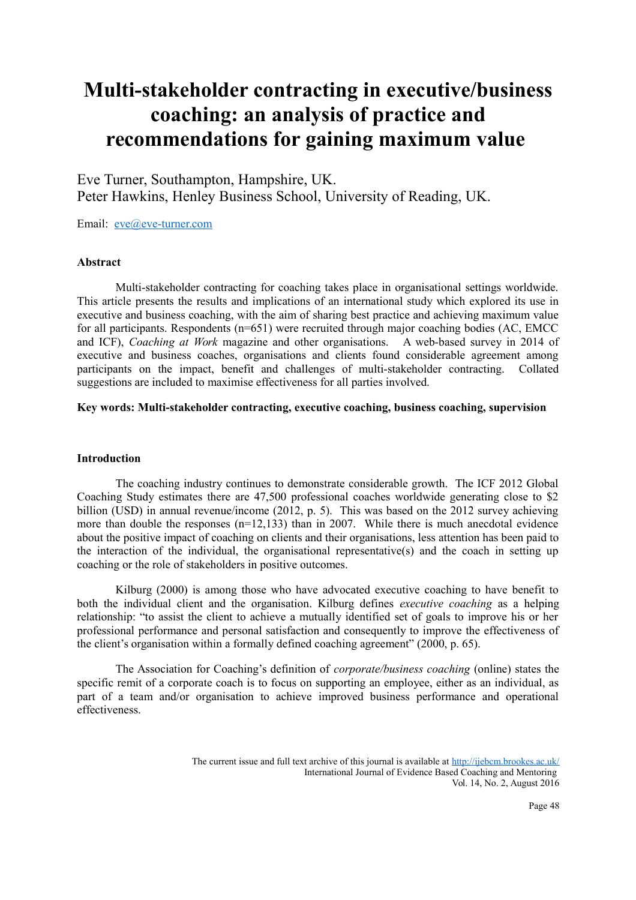# Multi-stakeholder contracting in executive/business coaching: an analysis of practice and recommendations for gaining maximum value

Eve Turner, Southampton, Hampshire, UK.
Peter Hawkins, Henley Business School, University of Reading, UK.

Email: eve@eve-turner.com

### Abstract

Multi-stakeholder contracting for coaching takes place in organisational settings worldwide. This article presents the results and implications of an international study which explored its use in executive and business coaching, with the aim of sharing best practice and achieving maximum value for all participants. Respondents (n=651) were recruited through major coaching bodies (AC, EMCC and ICF), *Coaching at Work* magazine and other organisations. A web-based survey in 2014 of executive and business coaches, organisations and clients found considerable agreement among participants on the impact, benefit and challenges of multi-stakeholder contracting. Collated suggestions are included to maximise effectiveness for all parties involved.

**Key words: Multi-stakeholder contracting, executive coaching, business coaching, supervision**

### Introduction

The coaching industry continues to demonstrate considerable growth. The ICF 2012 Global Coaching Study estimates there are 47,500 professional coaches worldwide generating close to $2 billion (USD) in annual revenue/income (2012, p. 5). This was based on the 2012 survey achieving more than double the responses (n=12,133) than in 2007. While there is much anecdotal evidence about the positive impact of coaching on clients and their organisations, less attention has been paid to the interaction of the individual, the organisational representative(s) and the coach in setting up coaching or the role of stakeholders in positive outcomes.

Kilburg (2000) is among those who have advocated executive coaching to have benefit to both the individual client and the organisation. Kilburg defines *executive coaching* as a helping relationship: "to assist the client to achieve a mutually identified set of goals to improve his or her professional performance and personal satisfaction and consequently to improve the effectiveness of the client's organisation within a formally defined coaching agreement" (2000, p. 65).

The Association for Coaching's definition of *corporate/business coaching* (online) states the specific remit of a corporate coach is to focus on supporting an employee, either as an individual, as part of a team and/or organisation to achieve improved business performance and operational effectiveness.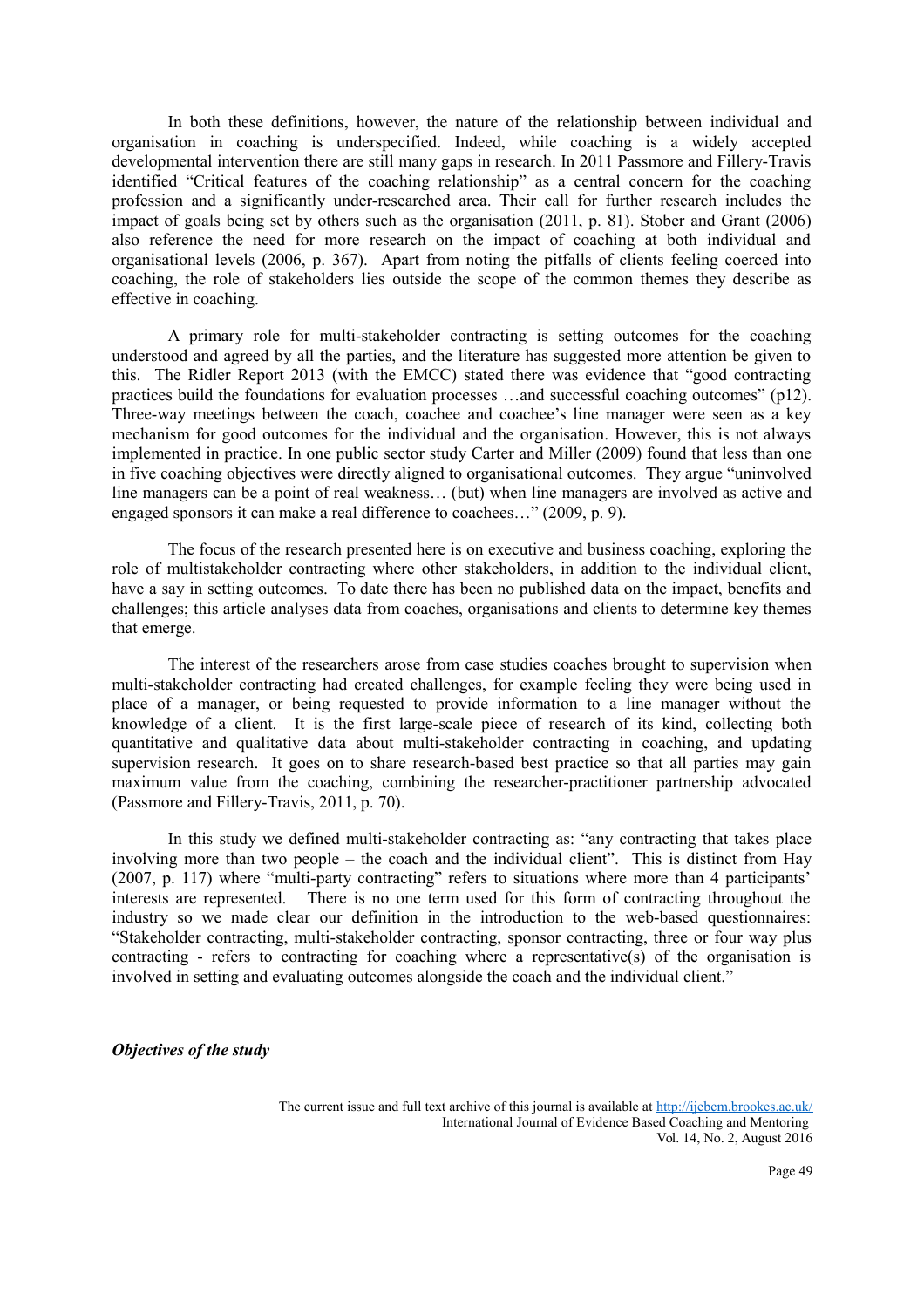In both these definitions, however, the nature of the relationship between individual and organisation in coaching is underspecified. Indeed, while coaching is a widely accepted developmental intervention there are still many gaps in research. In 2011 Passmore and Fillery-Travis identified "Critical features of the coaching relationship" as a central concern for the coaching profession and a significantly under-researched area. Their call for further research includes the impact of goals being set by others such as the organisation (2011, p. 81). Stober and Grant (2006) also reference the need for more research on the impact of coaching at both individual and organisational levels (2006, p. 367). Apart from noting the pitfalls of clients feeling coerced into coaching, the role of stakeholders lies outside the scope of the common themes they describe as effective in coaching.

A primary role for multi-stakeholder contracting is setting outcomes for the coaching understood and agreed by all the parties, and the literature has suggested more attention be given to this. The Ridler Report 2013 (with the EMCC) stated there was evidence that "good contracting practices build the foundations for evaluation processes …and successful coaching outcomes" (p12). Three-way meetings between the coach, coachee and coachee's line manager were seen as a key mechanism for good outcomes for the individual and the organisation. However, this is not always implemented in practice. In one public sector study Carter and Miller (2009) found that less than one in five coaching objectives were directly aligned to organisational outcomes. They argue "uninvolved line managers can be a point of real weakness… (but) when line managers are involved as active and engaged sponsors it can make a real difference to coachees…" (2009, p. 9).

The focus of the research presented here is on executive and business coaching, exploring the role of multistakeholder contracting where other stakeholders, in addition to the individual client, have a say in setting outcomes. To date there has been no published data on the impact, benefits and challenges; this article analyses data from coaches, organisations and clients to determine key themes that emerge.

The interest of the researchers arose from case studies coaches brought to supervision when multi-stakeholder contracting had created challenges, for example feeling they were being used in place of a manager, or being requested to provide information to a line manager without the knowledge of a client. It is the first large-scale piece of research of its kind, collecting both quantitative and qualitative data about multi-stakeholder contracting in coaching, and updating supervision research. It goes on to share research-based best practice so that all parties may gain maximum value from the coaching, combining the researcher-practitioner partnership advocated (Passmore and Fillery-Travis, 2011, p. 70).

In this study we defined multi-stakeholder contracting as: "any contracting that takes place involving more than two people – the coach and the individual client". This is distinct from Hay (2007, p. 117) where "multi-party contracting" refers to situations where more than 4 participants' interests are represented. There is no one term used for this form of contracting throughout the industry so we made clear our definition in the introduction to the web-based questionnaires: "Stakeholder contracting, multi-stakeholder contracting, sponsor contracting, three or four way plus contracting - refers to contracting for coaching where a representative(s) of the organisation is involved in setting and evaluating outcomes alongside the coach and the individual client."

### *Objectives of the study*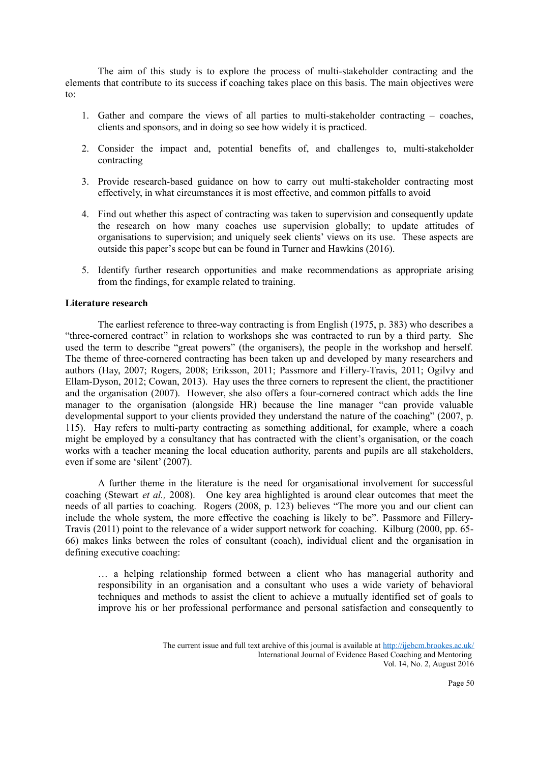The aim of this study is to explore the process of multi-stakeholder contracting and the elements that contribute to its success if coaching takes place on this basis. The main objectives were to:

1. Gather and compare the views of all parties to multi-stakeholder contracting – coaches, clients and sponsors, and in doing so see how widely it is practiced.

2. Consider the impact and, potential benefits of, and challenges to, multi-stakeholder contracting

3. Provide research-based guidance on how to carry out multi-stakeholder contracting most effectively, in what circumstances it is most effective, and common pitfalls to avoid

4. Find out whether this aspect of contracting was taken to supervision and consequently update the research on how many coaches use supervision globally; to update attitudes of organisations to supervision; and uniquely seek clients' views on its use. These aspects are outside this paper's scope but can be found in Turner and Hawkins (2016).

5. Identify further research opportunities and make recommendations as appropriate arising from the findings, for example related to training.

**Literature research**

The earliest reference to three-way contracting is from English (1975, p. 383) who describes a "three-cornered contract" in relation to workshops she was contracted to run by a third party. She used the term to describe "great powers" (the organisers), the people in the workshop and herself. The theme of three-cornered contracting has been taken up and developed by many researchers and authors (Hay, 2007; Rogers, 2008; Eriksson, 2011; Passmore and Fillery-Travis, 2011; Ogilvy and Ellam-Dyson, 2012; Cowan, 2013). Hay uses the three corners to represent the client, the practitioner and the organisation (2007). However, she also offers a four-cornered contract which adds the line manager to the organisation (alongside HR) because the line manager "can provide valuable developmental support to your clients provided they understand the nature of the coaching" (2007, p. 115). Hay refers to multi-party contracting as something additional, for example, where a coach might be employed by a consultancy that has contracted with the client's organisation, or the coach works with a teacher meaning the local education authority, parents and pupils are all stakeholders, even if some are 'silent' (2007).

A further theme in the literature is the need for organisational involvement for successful coaching (Stewart *et al.,* 2008). One key area highlighted is around clear outcomes that meet the needs of all parties to coaching. Rogers (2008, p. 123) believes "The more you and our client can include the whole system, the more effective the coaching is likely to be". Passmore and Fillery-Travis (2011) point to the relevance of a wider support network for coaching. Kilburg (2000, pp. 65-66) makes links between the roles of consultant (coach), individual client and the organisation in defining executive coaching:

> … a helping relationship formed between a client who has managerial authority and responsibility in an organisation and a consultant who uses a wide variety of behavioral techniques and methods to assist the client to achieve a mutually identified set of goals to improve his or her professional performance and personal satisfaction and consequently to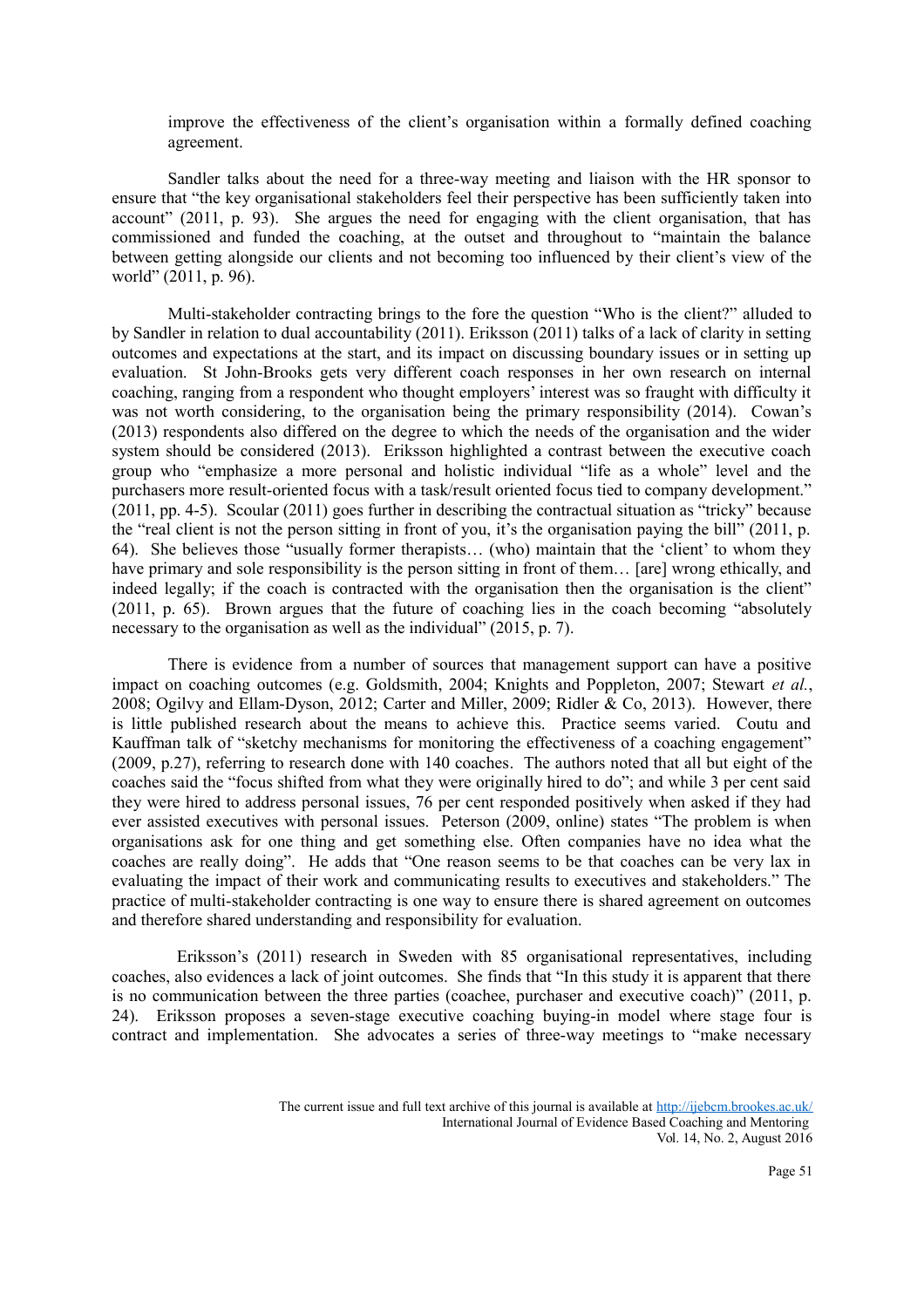improve the effectiveness of the client's organisation within a formally defined coaching agreement.

Sandler talks about the need for a three-way meeting and liaison with the HR sponsor to ensure that "the key organisational stakeholders feel their perspective has been sufficiently taken into account" (2011, p. 93). She argues the need for engaging with the client organisation, that has commissioned and funded the coaching, at the outset and throughout to "maintain the balance between getting alongside our clients and not becoming too influenced by their client's view of the world" (2011, p. 96).

Multi-stakeholder contracting brings to the fore the question "Who is the client?" alluded to by Sandler in relation to dual accountability (2011). Eriksson (2011) talks of a lack of clarity in setting outcomes and expectations at the start, and its impact on discussing boundary issues or in setting up evaluation. St John-Brooks gets very different coach responses in her own research on internal coaching, ranging from a respondent who thought employers' interest was so fraught with difficulty it was not worth considering, to the organisation being the primary responsibility (2014). Cowan's (2013) respondents also differed on the degree to which the needs of the organisation and the wider system should be considered (2013). Eriksson highlighted a contrast between the executive coach group who "emphasize a more personal and holistic individual "life as a whole" level and the purchasers more result-oriented focus with a task/result oriented focus tied to company development." (2011, pp. 4-5). Scoular (2011) goes further in describing the contractual situation as "tricky" because the "real client is not the person sitting in front of you, it's the organisation paying the bill" (2011, p. 64). She believes those "usually former therapists… (who) maintain that the 'client' to whom they have primary and sole responsibility is the person sitting in front of them… [are] wrong ethically, and indeed legally; if the coach is contracted with the organisation then the organisation is the client" (2011, p. 65). Brown argues that the future of coaching lies in the coach becoming "absolutely necessary to the organisation as well as the individual" (2015, p. 7).

There is evidence from a number of sources that management support can have a positive impact on coaching outcomes (e.g. Goldsmith, 2004; Knights and Poppleton, 2007; Stewart *et al.*, 2008; Ogilvy and Ellam-Dyson, 2012; Carter and Miller, 2009; Ridler & Co, 2013). However, there is little published research about the means to achieve this. Practice seems varied. Coutu and Kauffman talk of "sketchy mechanisms for monitoring the effectiveness of a coaching engagement" (2009, p.27), referring to research done with 140 coaches. The authors noted that all but eight of the coaches said the "focus shifted from what they were originally hired to do"; and while 3 per cent said they were hired to address personal issues, 76 per cent responded positively when asked if they had ever assisted executives with personal issues. Peterson (2009, online) states "The problem is when organisations ask for one thing and get something else. Often companies have no idea what the coaches are really doing". He adds that "One reason seems to be that coaches can be very lax in evaluating the impact of their work and communicating results to executives and stakeholders." The practice of multi-stakeholder contracting is one way to ensure there is shared agreement on outcomes and therefore shared understanding and responsibility for evaluation.

Eriksson's (2011) research in Sweden with 85 organisational representatives, including coaches, also evidences a lack of joint outcomes. She finds that "In this study it is apparent that there is no communication between the three parties (coachee, purchaser and executive coach)" (2011, p. 24). Eriksson proposes a seven-stage executive coaching buying-in model where stage four is contract and implementation. She advocates a series of three-way meetings to "make necessary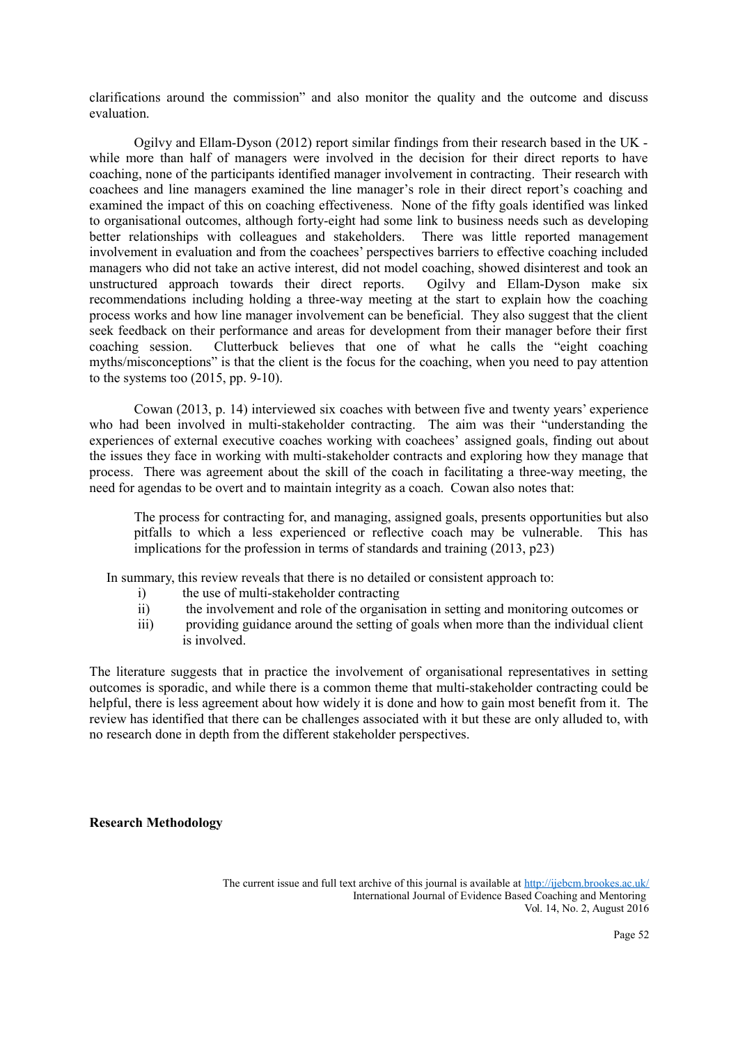clarifications around the commission" and also monitor the quality and the outcome and discuss evaluation.

Ogilvy and Ellam-Dyson (2012) report similar findings from their research based in the UK - while more than half of managers were involved in the decision for their direct reports to have coaching, none of the participants identified manager involvement in contracting. Their research with coachees and line managers examined the line manager's role in their direct report's coaching and examined the impact of this on coaching effectiveness. None of the fifty goals identified was linked to organisational outcomes, although forty-eight had some link to business needs such as developing better relationships with colleagues and stakeholders. There was little reported management involvement in evaluation and from the coachees' perspectives barriers to effective coaching included managers who did not take an active interest, did not model coaching, showed disinterest and took an unstructured approach towards their direct reports. Ogilvy and Ellam-Dyson make six recommendations including holding a three-way meeting at the start to explain how the coaching process works and how line manager involvement can be beneficial. They also suggest that the client seek feedback on their performance and areas for development from their manager before their first coaching session. Clutterbuck believes that one of what he calls the "eight coaching myths/misconceptions" is that the client is the focus for the coaching, when you need to pay attention to the systems too (2015, pp. 9-10).

Cowan (2013, p. 14) interviewed six coaches with between five and twenty years' experience who had been involved in multi-stakeholder contracting. The aim was their "understanding the experiences of external executive coaches working with coachees' assigned goals, finding out about the issues they face in working with multi-stakeholder contracts and exploring how they manage that process. There was agreement about the skill of the coach in facilitating a three-way meeting, the need for agendas to be overt and to maintain integrity as a coach. Cowan also notes that:

> The process for contracting for, and managing, assigned goals, presents opportunities but also pitfalls to which a less experienced or reflective coach may be vulnerable. This has implications for the profession in terms of standards and training (2013, p23)

In summary, this review reveals that there is no detailed or consistent approach to:

i) the use of multi-stakeholder contracting
ii) the involvement and role of the organisation in setting and monitoring outcomes or
iii) providing guidance around the setting of goals when more than the individual client is involved.

The literature suggests that in practice the involvement of organisational representatives in setting outcomes is sporadic, and while there is a common theme that multi-stakeholder contracting could be helpful, there is less agreement about how widely it is done and how to gain most benefit from it. The review has identified that there can be challenges associated with it but these are only alluded to, with no research done in depth from the different stakeholder perspectives.

## Research Methodology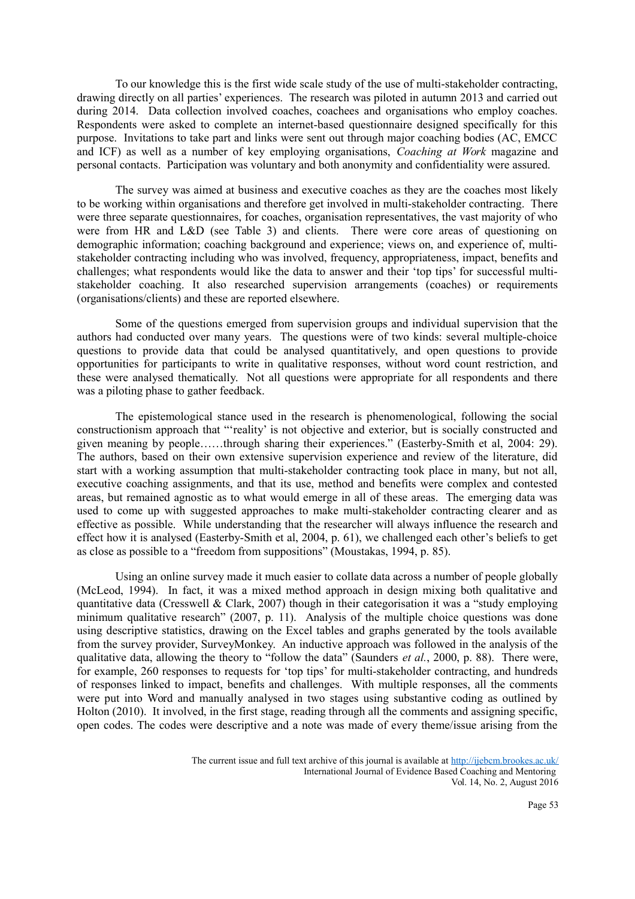To our knowledge this is the first wide scale study of the use of multi-stakeholder contracting, drawing directly on all parties' experiences. The research was piloted in autumn 2013 and carried out during 2014. Data collection involved coaches, coachees and organisations who employ coaches. Respondents were asked to complete an internet-based questionnaire designed specifically for this purpose. Invitations to take part and links were sent out through major coaching bodies (AC, EMCC and ICF) as well as a number of key employing organisations, *Coaching at Work* magazine and personal contacts. Participation was voluntary and both anonymity and confidentiality were assured.

The survey was aimed at business and executive coaches as they are the coaches most likely to be working within organisations and therefore get involved in multi-stakeholder contracting. There were three separate questionnaires, for coaches, organisation representatives, the vast majority of who were from HR and L&D (see Table 3) and clients. There were core areas of questioning on demographic information; coaching background and experience; views on, and experience of, multi-stakeholder contracting including who was involved, frequency, appropriateness, impact, benefits and challenges; what respondents would like the data to answer and their 'top tips' for successful multi-stakeholder coaching. It also researched supervision arrangements (coaches) or requirements (organisations/clients) and these are reported elsewhere.

Some of the questions emerged from supervision groups and individual supervision that the authors had conducted over many years. The questions were of two kinds: several multiple-choice questions to provide data that could be analysed quantitatively, and open questions to provide opportunities for participants to write in qualitative responses, without word count restriction, and these were analysed thematically. Not all questions were appropriate for all respondents and there was a piloting phase to gather feedback.

The epistemological stance used in the research is phenomenological, following the social constructionism approach that "'reality' is not objective and exterior, but is socially constructed and given meaning by people……through sharing their experiences." (Easterby-Smith et al, 2004: 29). The authors, based on their own extensive supervision experience and review of the literature, did start with a working assumption that multi-stakeholder contracting took place in many, but not all, executive coaching assignments, and that its use, method and benefits were complex and contested areas, but remained agnostic as to what would emerge in all of these areas. The emerging data was used to come up with suggested approaches to make multi-stakeholder contracting clearer and as effective as possible. While understanding that the researcher will always influence the research and effect how it is analysed (Easterby-Smith et al, 2004, p. 61), we challenged each other's beliefs to get as close as possible to a "freedom from suppositions" (Moustakas, 1994, p. 85).

Using an online survey made it much easier to collate data across a number of people globally (McLeod, 1994). In fact, it was a mixed method approach in design mixing both qualitative and quantitative data (Cresswell & Clark, 2007) though in their categorisation it was a "study employing minimum qualitative research" (2007, p. 11). Analysis of the multiple choice questions was done using descriptive statistics, drawing on the Excel tables and graphs generated by the tools available from the survey provider, SurveyMonkey. An inductive approach was followed in the analysis of the qualitative data, allowing the theory to "follow the data" (Saunders *et al.*, 2000, p. 88). There were, for example, 260 responses to requests for 'top tips' for multi-stakeholder contracting, and hundreds of responses linked to impact, benefits and challenges. With multiple responses, all the comments were put into Word and manually analysed in two stages using substantive coding as outlined by Holton (2010). It involved, in the first stage, reading through all the comments and assigning specific, open codes. The codes were descriptive and a note was made of every theme/issue arising from the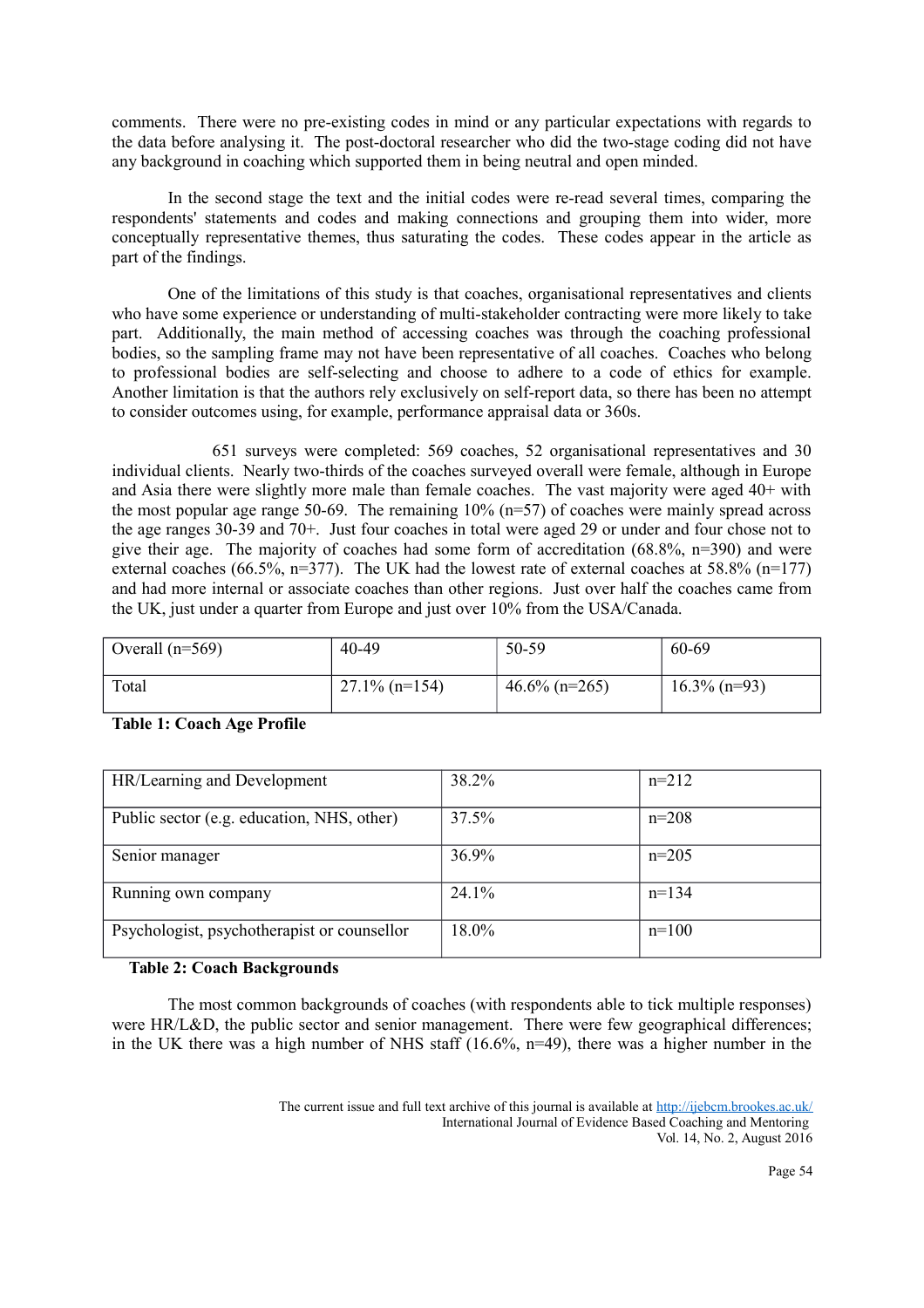comments. There were no pre-existing codes in mind or any particular expectations with regards to the data before analysing it. The post-doctoral researcher who did the two-stage coding did not have any background in coaching which supported them in being neutral and open minded.

In the second stage the text and the initial codes were re-read several times, comparing the respondents' statements and codes and making connections and grouping them into wider, more conceptually representative themes, thus saturating the codes. These codes appear in the article as part of the findings.

One of the limitations of this study is that coaches, organisational representatives and clients who have some experience or understanding of multi-stakeholder contracting were more likely to take part. Additionally, the main method of accessing coaches was through the coaching professional bodies, so the sampling frame may not have been representative of all coaches. Coaches who belong to professional bodies are self-selecting and choose to adhere to a code of ethics for example. Another limitation is that the authors rely exclusively on self-report data, so there has been no attempt to consider outcomes using, for example, performance appraisal data or 360s.

651 surveys were completed: 569 coaches, 52 organisational representatives and 30 individual clients. Nearly two-thirds of the coaches surveyed overall were female, although in Europe and Asia there were slightly more male than female coaches. The vast majority were aged 40+ with the most popular age range 50-69. The remaining 10% (n=57) of coaches were mainly spread across the age ranges 30-39 and 70+. Just four coaches in total were aged 29 or under and four chose not to give their age. The majority of coaches had some form of accreditation (68.8%, n=390) and were external coaches (66.5%, n=377). The UK had the lowest rate of external coaches at 58.8% (n=177) and had more internal or associate coaches than other regions. Just over half the coaches came from the UK, just under a quarter from Europe and just over 10% from the USA/Canada.

| Overall (n=569) | 40-49 | 50-59 | 60-69 |
|---|---|---|---|
| Total | 27.1% (n=154) | 46.6% (n=265) | 16.3% (n=93) |

**Table 1: Coach Age Profile**

| | | |
|---|---|---|
| HR/Learning and Development | 38.2% | n=212 |
| Public sector (e.g. education, NHS, other) | 37.5% | n=208 |
| Senior manager | 36.9% | n=205 |
| Running own company | 24.1% | n=134 |
| Psychologist, psychotherapist or counsellor | 18.0% | n=100 |

**Table 2: Coach Backgrounds**

The most common backgrounds of coaches (with respondents able to tick multiple responses) were HR/L&D, the public sector and senior management. There were few geographical differences; in the UK there was a high number of NHS staff (16.6%, n=49), there was a higher number in the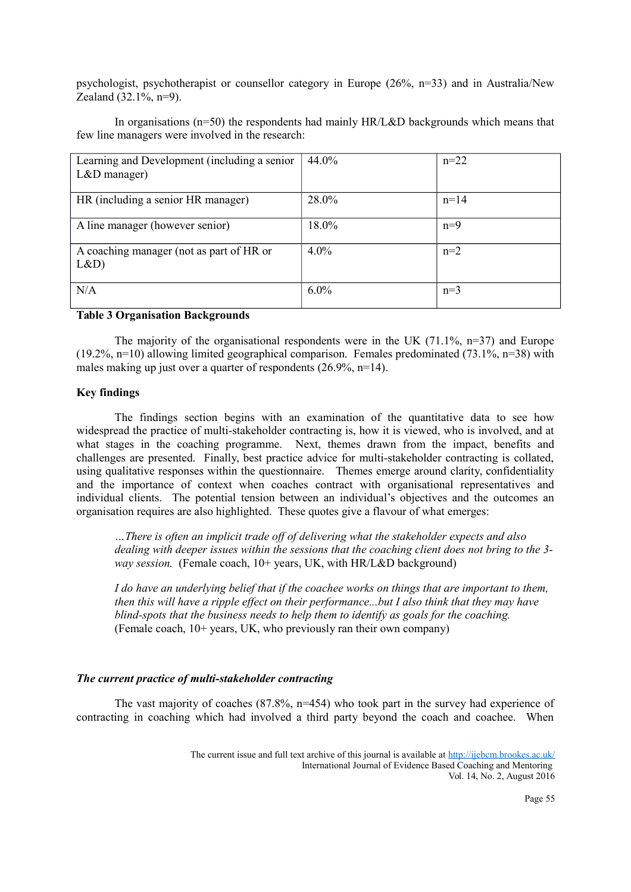psychologist, psychotherapist or counsellor category in Europe (26%, n=33) and in Australia/New Zealand (32.1%, n=9).

In organisations (n=50) the respondents had mainly HR/L&D backgrounds which means that few line managers were involved in the research:

| | | |
|---|---|---|
| Learning and Development (including a senior L&D manager) | 44.0% | n=22 |
| HR (including a senior HR manager) | 28.0% | n=14 |
| A line manager (however senior) | 18.0% | n=9 |
| A coaching manager (not as part of HR or L&D) | 4.0% | n=2 |
| N/A | 6.0% | n=3 |

**Table 3 Organisation Backgrounds**

The majority of the organisational respondents were in the UK (71.1%, n=37) and Europe (19.2%, n=10) allowing limited geographical comparison. Females predominated (73.1%, n=38) with males making up just over a quarter of respondents (26.9%, n=14).

**Key findings**

The findings section begins with an examination of the quantitative data to see how widespread the practice of multi-stakeholder contracting is, how it is viewed, who is involved, and at what stages in the coaching programme. Next, themes drawn from the impact, benefits and challenges are presented. Finally, best practice advice for multi-stakeholder contracting is collated, using qualitative responses within the questionnaire. Themes emerge around clarity, confidentiality and the importance of context when coaches contract with organisational representatives and individual clients. The potential tension between an individual's objectives and the outcomes an organisation requires are also highlighted. These quotes give a flavour of what emerges:

> *…There is often an implicit trade off of delivering what the stakeholder expects and also dealing with deeper issues within the sessions that the coaching client does not bring to the 3-way session.* (Female coach, 10+ years, UK, with HR/L&D background)

> *I do have an underlying belief that if the coachee works on things that are important to them, then this will have a ripple effect on their performance...but I also think that they may have blind-spots that the business needs to help them to identify as goals for the coaching.* (Female coach, 10+ years, UK, who previously ran their own company)

***The current practice of multi-stakeholder contracting***

The vast majority of coaches (87.8%, n=454) who took part in the survey had experience of contracting in coaching which had involved a third party beyond the coach and coachee. When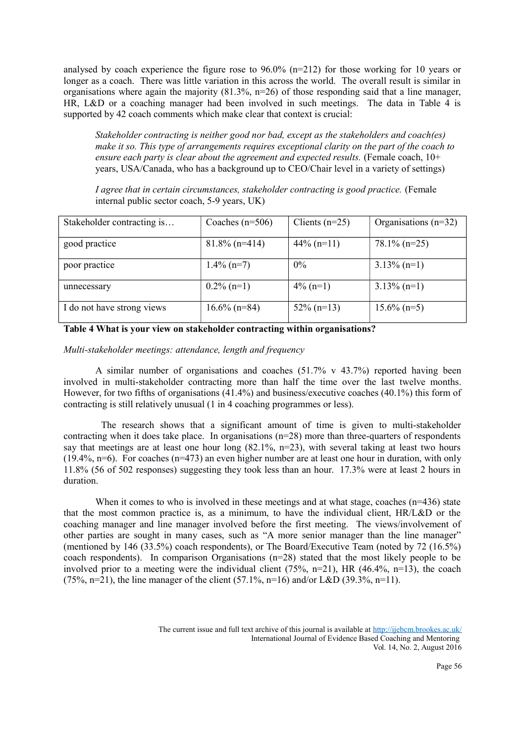analysed by coach experience the figure rose to 96.0% (n=212) for those working for 10 years or longer as a coach. There was little variation in this across the world. The overall result is similar in organisations where again the majority (81.3%, n=26) of those responding said that a line manager, HR, L&D or a coaching manager had been involved in such meetings. The data in Table 4 is supported by 42 coach comments which make clear that context is crucial:

> *Stakeholder contracting is neither good nor bad, except as the stakeholders and coach(es) make it so. This type of arrangements requires exceptional clarity on the part of the coach to ensure each party is clear about the agreement and expected results.* (Female coach, 10+ years, USA/Canada, who has a background up to CEO/Chair level in a variety of settings)

> *I agree that in certain circumstances, stakeholder contracting is good practice.* (Female internal public sector coach, 5-9 years, UK)

| Stakeholder contracting is… | Coaches (n=506) | Clients (n=25) | Organisations (n=32) |
|---|---|---|---|
| good practice | 81.8% (n=414) | 44% (n=11) | 78.1% (n=25) |
| poor practice | 1.4% (n=7) | 0% | 3.13% (n=1) |
| unnecessary | 0.2% (n=1) | 4% (n=1) | 3.13% (n=1) |
| I do not have strong views | 16.6% (n=84) | 52% (n=13) | 15.6% (n=5) |

**Table 4 What is your view on stakeholder contracting within organisations?**

*Multi-stakeholder meetings: attendance, length and frequency*

A similar number of organisations and coaches (51.7% v 43.7%) reported having been involved in multi-stakeholder contracting more than half the time over the last twelve months. However, for two fifths of organisations (41.4%) and business/executive coaches (40.1%) this form of contracting is still relatively unusual (1 in 4 coaching programmes or less).

The research shows that a significant amount of time is given to multi-stakeholder contracting when it does take place. In organisations (n=28) more than three-quarters of respondents say that meetings are at least one hour long (82.1%, n=23), with several taking at least two hours (19.4%, n=6). For coaches (n=473) an even higher number are at least one hour in duration, with only 11.8% (56 of 502 responses) suggesting they took less than an hour. 17.3% were at least 2 hours in duration.

When it comes to who is involved in these meetings and at what stage, coaches (n=436) state that the most common practice is, as a minimum, to have the individual client, HR/L&D or the coaching manager and line manager involved before the first meeting. The views/involvement of other parties are sought in many cases, such as "A more senior manager than the line manager" (mentioned by 146 (33.5%) coach respondents), or The Board/Executive Team (noted by 72 (16.5%) coach respondents). In comparison Organisations (n=28) stated that the most likely people to be involved prior to a meeting were the individual client (75%, n=21), HR (46.4%, n=13), the coach (75%, n=21), the line manager of the client (57.1%, n=16) and/or L&D (39.3%, n=11).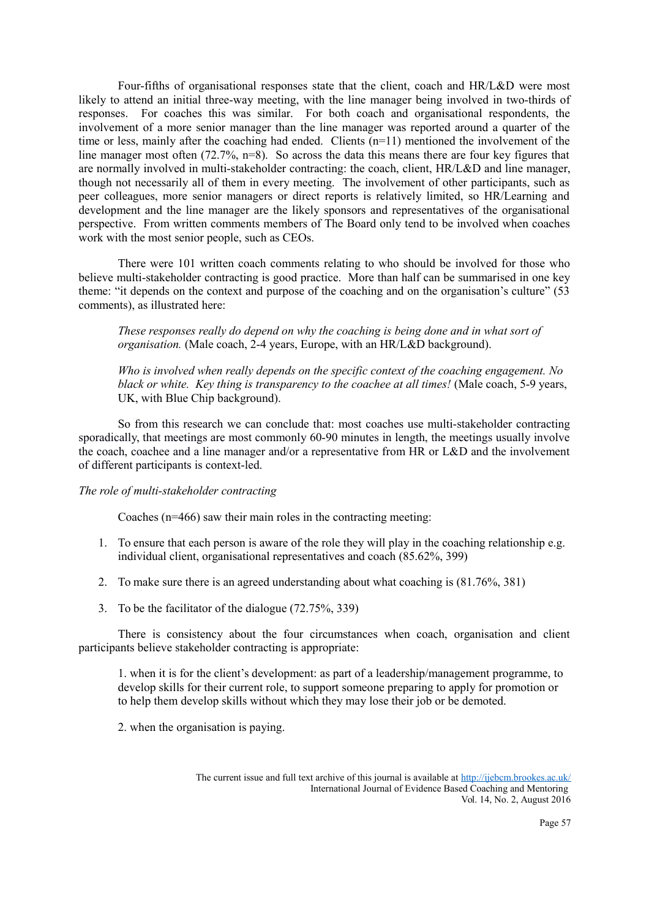Four-fifths of organisational responses state that the client, coach and HR/L&D were most likely to attend an initial three-way meeting, with the line manager being involved in two-thirds of responses. For coaches this was similar. For both coach and organisational respondents, the involvement of a more senior manager than the line manager was reported around a quarter of the time or less, mainly after the coaching had ended. Clients (n=11) mentioned the involvement of the line manager most often (72.7%, n=8). So across the data this means there are four key figures that are normally involved in multi-stakeholder contracting: the coach, client, HR/L&D and line manager, though not necessarily all of them in every meeting. The involvement of other participants, such as peer colleagues, more senior managers or direct reports is relatively limited, so HR/Learning and development and the line manager are the likely sponsors and representatives of the organisational perspective. From written comments members of The Board only tend to be involved when coaches work with the most senior people, such as CEOs.

There were 101 written coach comments relating to who should be involved for those who believe multi-stakeholder contracting is good practice. More than half can be summarised in one key theme: "it depends on the context and purpose of the coaching and on the organisation's culture" (53 comments), as illustrated here:

> *These responses really do depend on why the coaching is being done and in what sort of organisation.* (Male coach, 2-4 years, Europe, with an HR/L&D background).

> *Who is involved when really depends on the specific context of the coaching engagement. No black or white. Key thing is transparency to the coachee at all times!* (Male coach, 5-9 years, UK, with Blue Chip background).

So from this research we can conclude that: most coaches use multi-stakeholder contracting sporadically, that meetings are most commonly 60-90 minutes in length, the meetings usually involve the coach, coachee and a line manager and/or a representative from HR or L&D and the involvement of different participants is context-led.

*The role of multi-stakeholder contracting*

Coaches (n=466) saw their main roles in the contracting meeting:

1. To ensure that each person is aware of the role they will play in the coaching relationship e.g. individual client, organisational representatives and coach (85.62%, 399)
2. To make sure there is an agreed understanding about what coaching is (81.76%, 381)
3. To be the facilitator of the dialogue (72.75%, 339)

There is consistency about the four circumstances when coach, organisation and client participants believe stakeholder contracting is appropriate:

> 1. when it is for the client's development: as part of a leadership/management programme, to develop skills for their current role, to support someone preparing to apply for promotion or to help them develop skills without which they may lose their job or be demoted.
>
> 2. when the organisation is paying.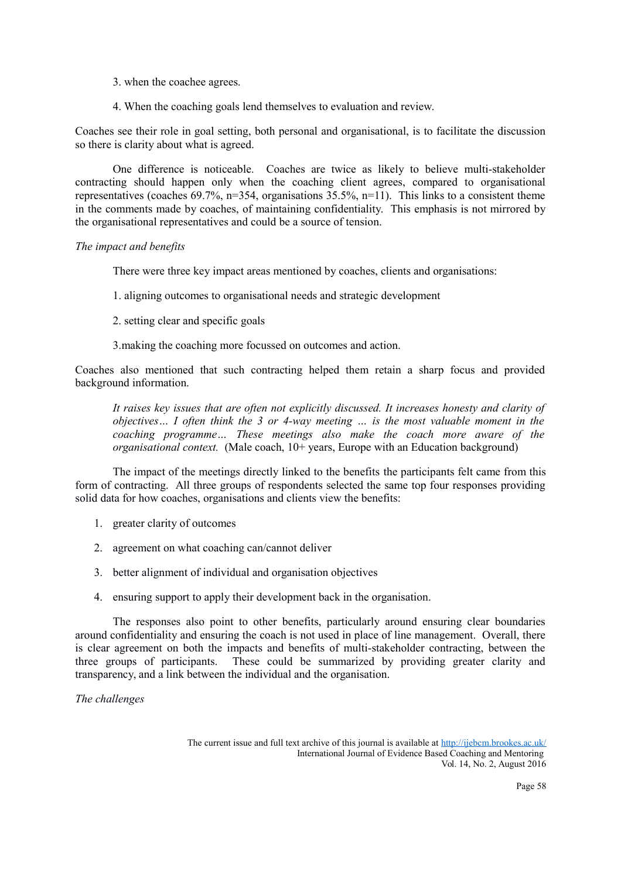3. when the coachee agrees.

4. When the coaching goals lend themselves to evaluation and review.

Coaches see their role in goal setting, both personal and organisational, is to facilitate the discussion so there is clarity about what is agreed.

One difference is noticeable. Coaches are twice as likely to believe multi-stakeholder contracting should happen only when the coaching client agrees, compared to organisational representatives (coaches 69.7%, n=354, organisations 35.5%, n=11). This links to a consistent theme in the comments made by coaches, of maintaining confidentiality. This emphasis is not mirrored by the organisational representatives and could be a source of tension.

*The impact and benefits*

There were three key impact areas mentioned by coaches, clients and organisations:

1. aligning outcomes to organisational needs and strategic development

2. setting clear and specific goals

3.making the coaching more focussed on outcomes and action.

Coaches also mentioned that such contracting helped them retain a sharp focus and provided background information.

> *It raises key issues that are often not explicitly discussed. It increases honesty and clarity of objectives… I often think the 3 or 4-way meeting … is the most valuable moment in the coaching programme… These meetings also make the coach more aware of the organisational context.* (Male coach, 10+ years, Europe with an Education background)

The impact of the meetings directly linked to the benefits the participants felt came from this form of contracting. All three groups of respondents selected the same top four responses providing solid data for how coaches, organisations and clients view the benefits:

1. greater clarity of outcomes
2. agreement on what coaching can/cannot deliver
3. better alignment of individual and organisation objectives
4. ensuring support to apply their development back in the organisation.

The responses also point to other benefits, particularly around ensuring clear boundaries around confidentiality and ensuring the coach is not used in place of line management. Overall, there is clear agreement on both the impacts and benefits of multi-stakeholder contracting, between the three groups of participants. These could be summarized by providing greater clarity and transparency, and a link between the individual and the organisation.

*The challenges*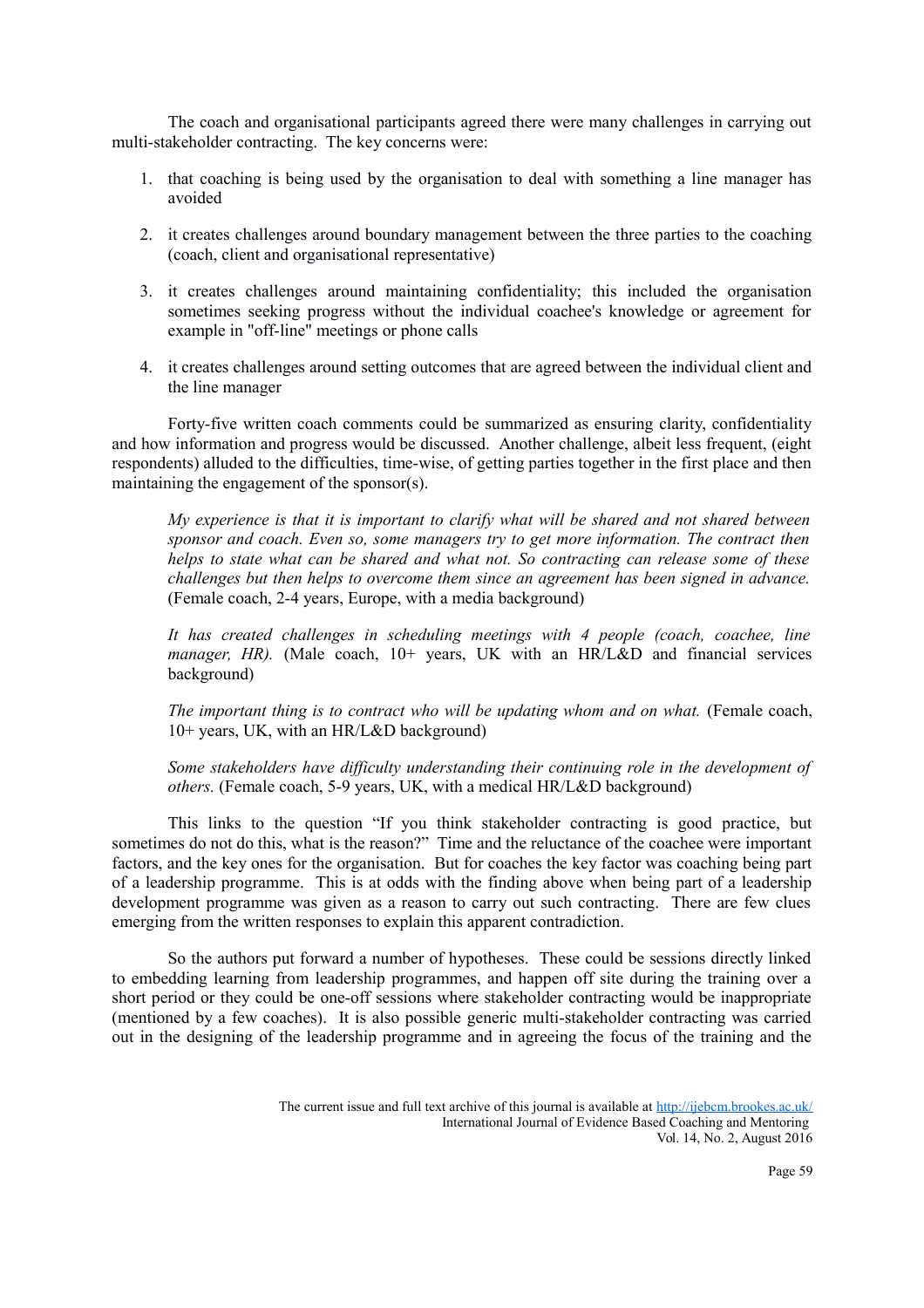The coach and organisational participants agreed there were many challenges in carrying out multi-stakeholder contracting. The key concerns were:

1. that coaching is being used by the organisation to deal with something a line manager has avoided
2. it creates challenges around boundary management between the three parties to the coaching (coach, client and organisational representative)
3. it creates challenges around maintaining confidentiality; this included the organisation sometimes seeking progress without the individual coachee's knowledge or agreement for example in "off-line" meetings or phone calls
4. it creates challenges around setting outcomes that are agreed between the individual client and the line manager

Forty-five written coach comments could be summarized as ensuring clarity, confidentiality and how information and progress would be discussed. Another challenge, albeit less frequent, (eight respondents) alluded to the difficulties, time-wise, of getting parties together in the first place and then maintaining the engagement of the sponsor(s).

> *My experience is that it is important to clarify what will be shared and not shared between sponsor and coach. Even so, some managers try to get more information. The contract then helps to state what can be shared and what not. So contracting can release some of these challenges but then helps to overcome them since an agreement has been signed in advance.* (Female coach, 2-4 years, Europe, with a media background)

> *It has created challenges in scheduling meetings with 4 people (coach, coachee, line manager, HR).* (Male coach, 10+ years, UK with an HR/L&D and financial services background)

> *The important thing is to contract who will be updating whom and on what.* (Female coach, 10+ years, UK, with an HR/L&D background)

> *Some stakeholders have difficulty understanding their continuing role in the development of others.* (Female coach, 5-9 years, UK, with a medical HR/L&D background)

This links to the question "If you think stakeholder contracting is good practice, but sometimes do not do this, what is the reason?" Time and the reluctance of the coachee were important factors, and the key ones for the organisation. But for coaches the key factor was coaching being part of a leadership programme. This is at odds with the finding above when being part of a leadership development programme was given as a reason to carry out such contracting. There are few clues emerging from the written responses to explain this apparent contradiction.

So the authors put forward a number of hypotheses. These could be sessions directly linked to embedding learning from leadership programmes, and happen off site during the training over a short period or they could be one-off sessions where stakeholder contracting would be inappropriate (mentioned by a few coaches). It is also possible generic multi-stakeholder contracting was carried out in the designing of the leadership programme and in agreeing the focus of the training and the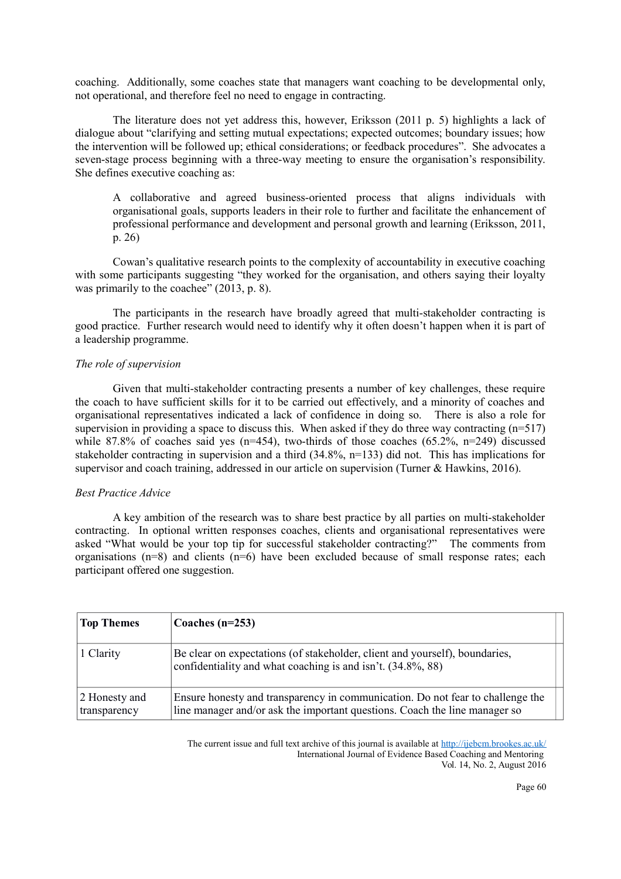coaching. Additionally, some coaches state that managers want coaching to be developmental only, not operational, and therefore feel no need to engage in contracting.

The literature does not yet address this, however, Eriksson (2011 p. 5) highlights a lack of dialogue about "clarifying and setting mutual expectations; expected outcomes; boundary issues; how the intervention will be followed up; ethical considerations; or feedback procedures". She advocates a seven-stage process beginning with a three-way meeting to ensure the organisation's responsibility. She defines executive coaching as:

> A collaborative and agreed business-oriented process that aligns individuals with organisational goals, supports leaders in their role to further and facilitate the enhancement of professional performance and development and personal growth and learning (Eriksson, 2011, p. 26)

Cowan's qualitative research points to the complexity of accountability in executive coaching with some participants suggesting "they worked for the organisation, and others saying their loyalty was primarily to the coachee" (2013, p. 8).

The participants in the research have broadly agreed that multi-stakeholder contracting is good practice. Further research would need to identify why it often doesn't happen when it is part of a leadership programme.

*The role of supervision*

Given that multi-stakeholder contracting presents a number of key challenges, these require the coach to have sufficient skills for it to be carried out effectively, and a minority of coaches and organisational representatives indicated a lack of confidence in doing so. There is also a role for supervision in providing a space to discuss this. When asked if they do three way contracting (n=517) while 87.8% of coaches said yes (n=454), two-thirds of those coaches (65.2%, n=249) discussed stakeholder contracting in supervision and a third (34.8%, n=133) did not. This has implications for supervisor and coach training, addressed in our article on supervision (Turner & Hawkins, 2016).

*Best Practice Advice*

A key ambition of the research was to share best practice by all parties on multi-stakeholder contracting. In optional written responses coaches, clients and organisational representatives were asked "What would be your top tip for successful stakeholder contracting?" The comments from organisations (n=8) and clients (n=6) have been excluded because of small response rates; each participant offered one suggestion.

| Top Themes | Coaches (n=253) |
|---|---|
| 1 Clarity | Be clear on expectations (of stakeholder, client and yourself), boundaries, confidentiality and what coaching is and isn't. (34.8%, 88) |
| 2 Honesty and transparency | Ensure honesty and transparency in communication. Do not fear to challenge the line manager and/or ask the important questions. Coach the line manager so |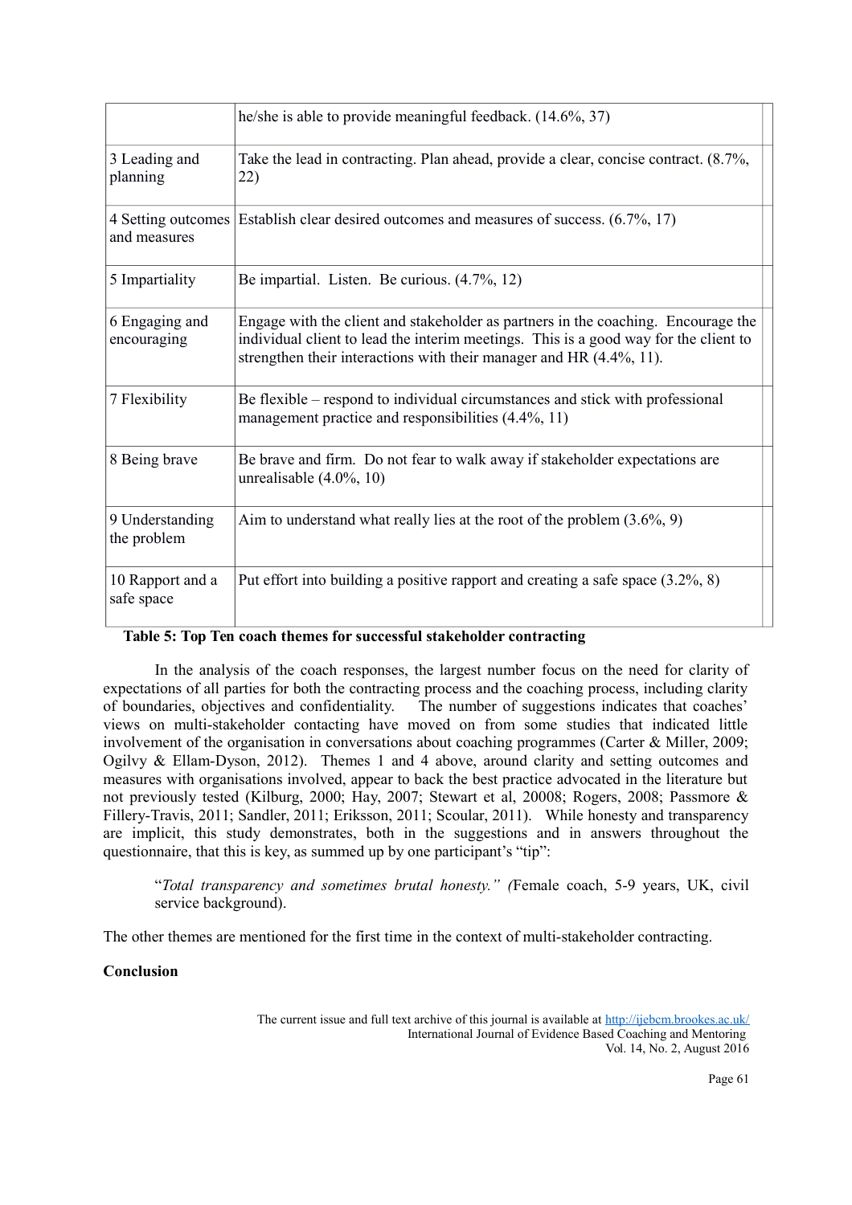| | |
|---|---|
| | he/she is able to provide meaningful feedback. (14.6%, 37) |
| 3 Leading and planning | Take the lead in contracting. Plan ahead, provide a clear, concise contract. (8.7%, 22) |
| 4 Setting outcomes and measures | Establish clear desired outcomes and measures of success. (6.7%, 17) |
| 5 Impartiality | Be impartial. Listen. Be curious. (4.7%, 12) |
| 6 Engaging and encouraging | Engage with the client and stakeholder as partners in the coaching. Encourage the individual client to lead the interim meetings. This is a good way for the client to strengthen their interactions with their manager and HR (4.4%, 11). |
| 7 Flexibility | Be flexible – respond to individual circumstances and stick with professional management practice and responsibilities (4.4%, 11) |
| 8 Being brave | Be brave and firm. Do not fear to walk away if stakeholder expectations are unrealisable (4.0%, 10) |
| 9 Understanding the problem | Aim to understand what really lies at the root of the problem (3.6%, 9) |
| 10 Rapport and a safe space | Put effort into building a positive rapport and creating a safe space (3.2%, 8) |

**Table 5: Top Ten coach themes for successful stakeholder contracting**

In the analysis of the coach responses, the largest number focus on the need for clarity of expectations of all parties for both the contracting process and the coaching process, including clarity of boundaries, objectives and confidentiality. The number of suggestions indicates that coaches' views on multi-stakeholder contacting have moved on from some studies that indicated little involvement of the organisation in conversations about coaching programmes (Carter & Miller, 2009; Ogilvy & Ellam-Dyson, 2012). Themes 1 and 4 above, around clarity and setting outcomes and measures with organisations involved, appear to back the best practice advocated in the literature but not previously tested (Kilburg, 2000; Hay, 2007; Stewart et al, 20008; Rogers, 2008; Passmore & Fillery-Travis, 2011; Sandler, 2011; Eriksson, 2011; Scoular, 2011). While honesty and transparency are implicit, this study demonstrates, both in the suggestions and in answers throughout the questionnaire, that this is key, as summed up by one participant's "tip":

> "*Total transparency and sometimes brutal honesty.*" (Female coach, 5-9 years, UK, civil service background).

The other themes are mentioned for the first time in the context of multi-stakeholder contracting.

**Conclusion**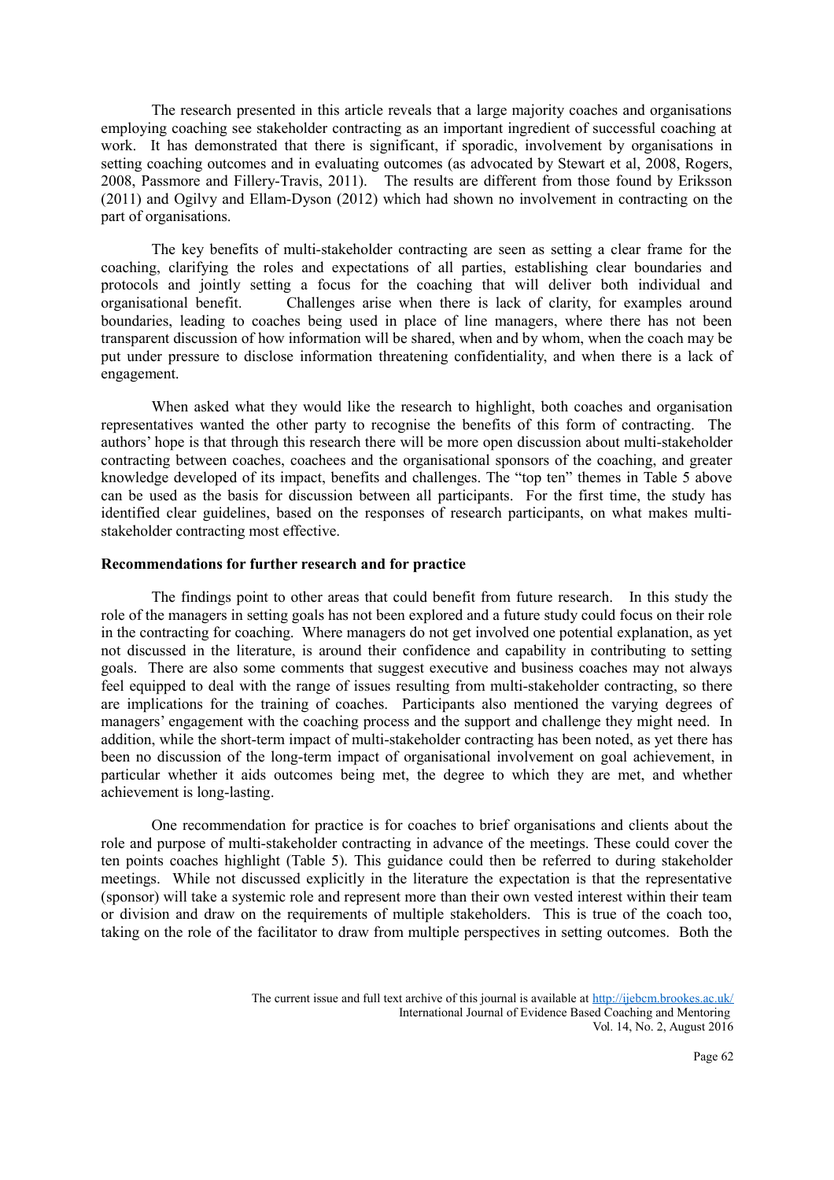The research presented in this article reveals that a large majority coaches and organisations employing coaching see stakeholder contracting as an important ingredient of successful coaching at work. It has demonstrated that there is significant, if sporadic, involvement by organisations in setting coaching outcomes and in evaluating outcomes (as advocated by Stewart et al, 2008, Rogers, 2008, Passmore and Fillery-Travis, 2011). The results are different from those found by Eriksson (2011) and Ogilvy and Ellam-Dyson (2012) which had shown no involvement in contracting on the part of organisations.

The key benefits of multi-stakeholder contracting are seen as setting a clear frame for the coaching, clarifying the roles and expectations of all parties, establishing clear boundaries and protocols and jointly setting a focus for the coaching that will deliver both individual and organisational benefit. Challenges arise when there is lack of clarity, for examples around boundaries, leading to coaches being used in place of line managers, where there has not been transparent discussion of how information will be shared, when and by whom, when the coach may be put under pressure to disclose information threatening confidentiality, and when there is a lack of engagement.

When asked what they would like the research to highlight, both coaches and organisation representatives wanted the other party to recognise the benefits of this form of contracting. The authors' hope is that through this research there will be more open discussion about multi-stakeholder contracting between coaches, coachees and the organisational sponsors of the coaching, and greater knowledge developed of its impact, benefits and challenges. The "top ten" themes in Table 5 above can be used as the basis for discussion between all participants. For the first time, the study has identified clear guidelines, based on the responses of research participants, on what makes multi-stakeholder contracting most effective.

**Recommendations for further research and for practice**

The findings point to other areas that could benefit from future research. In this study the role of the managers in setting goals has not been explored and a future study could focus on their role in the contracting for coaching. Where managers do not get involved one potential explanation, as yet not discussed in the literature, is around their confidence and capability in contributing to setting goals. There are also some comments that suggest executive and business coaches may not always feel equipped to deal with the range of issues resulting from multi-stakeholder contracting, so there are implications for the training of coaches. Participants also mentioned the varying degrees of managers' engagement with the coaching process and the support and challenge they might need. In addition, while the short-term impact of multi-stakeholder contracting has been noted, as yet there has been no discussion of the long-term impact of organisational involvement on goal achievement, in particular whether it aids outcomes being met, the degree to which they are met, and whether achievement is long-lasting.

One recommendation for practice is for coaches to brief organisations and clients about the role and purpose of multi-stakeholder contracting in advance of the meetings. These could cover the ten points coaches highlight (Table 5). This guidance could then be referred to during stakeholder meetings. While not discussed explicitly in the literature the expectation is that the representative (sponsor) will take a systemic role and represent more than their own vested interest within their team or division and draw on the requirements of multiple stakeholders. This is true of the coach too, taking on the role of the facilitator to draw from multiple perspectives in setting outcomes. Both the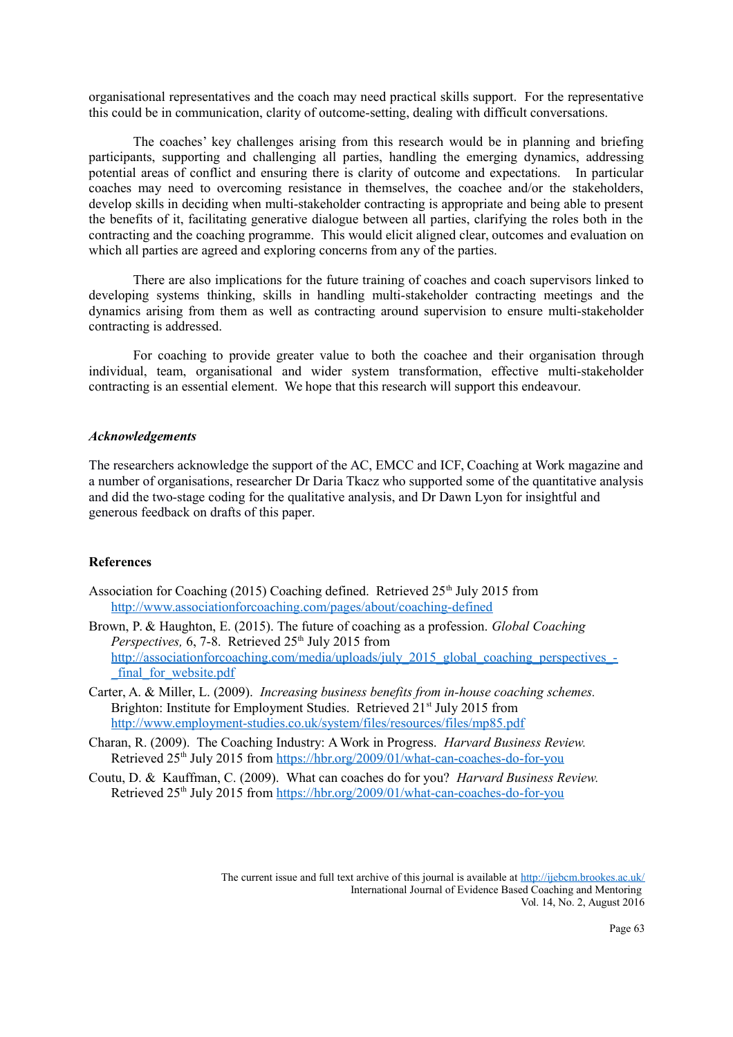organisational representatives and the coach may need practical skills support. For the representative this could be in communication, clarity of outcome-setting, dealing with difficult conversations.

The coaches' key challenges arising from this research would be in planning and briefing participants, supporting and challenging all parties, handling the emerging dynamics, addressing potential areas of conflict and ensuring there is clarity of outcome and expectations. In particular coaches may need to overcoming resistance in themselves, the coachee and/or the stakeholders, develop skills in deciding when multi-stakeholder contracting is appropriate and being able to present the benefits of it, facilitating generative dialogue between all parties, clarifying the roles both in the contracting and the coaching programme. This would elicit aligned clear, outcomes and evaluation on which all parties are agreed and exploring concerns from any of the parties.

There are also implications for the future training of coaches and coach supervisors linked to developing systems thinking, skills in handling multi-stakeholder contracting meetings and the dynamics arising from them as well as contracting around supervision to ensure multi-stakeholder contracting is addressed.

For coaching to provide greater value to both the coachee and their organisation through individual, team, organisational and wider system transformation, effective multi-stakeholder contracting is an essential element. We hope that this research will support this endeavour.

### *Acknowledgements*

The researchers acknowledge the support of the AC, EMCC and ICF, Coaching at Work magazine and a number of organisations, researcher Dr Daria Tkacz who supported some of the quantitative analysis and did the two-stage coding for the qualitative analysis, and Dr Dawn Lyon for insightful and generous feedback on drafts of this paper.

### References

Association for Coaching (2015) Coaching defined. Retrieved 25th July 2015 from http://www.associationforcoaching.com/pages/about/coaching-defined

Brown, P. & Haughton, E. (2015). The future of coaching as a profession. *Global Coaching Perspectives,* 6, 7-8. Retrieved 25th July 2015 from http://associationforcoaching.com/media/uploads/july_2015_global_coaching_perspectives_-_final_for_website.pdf

Carter, A. & Miller, L. (2009). *Increasing business benefits from in-house coaching schemes.* Brighton: Institute for Employment Studies. Retrieved 21st July 2015 from http://www.employment-studies.co.uk/system/files/resources/files/mp85.pdf

Charan, R. (2009). The Coaching Industry: A Work in Progress. *Harvard Business Review.* Retrieved 25th July 2015 from https://hbr.org/2009/01/what-can-coaches-do-for-you

Coutu, D. & Kauffman, C. (2009). What can coaches do for you? *Harvard Business Review.* Retrieved 25th July 2015 from https://hbr.org/2009/01/what-can-coaches-do-for-you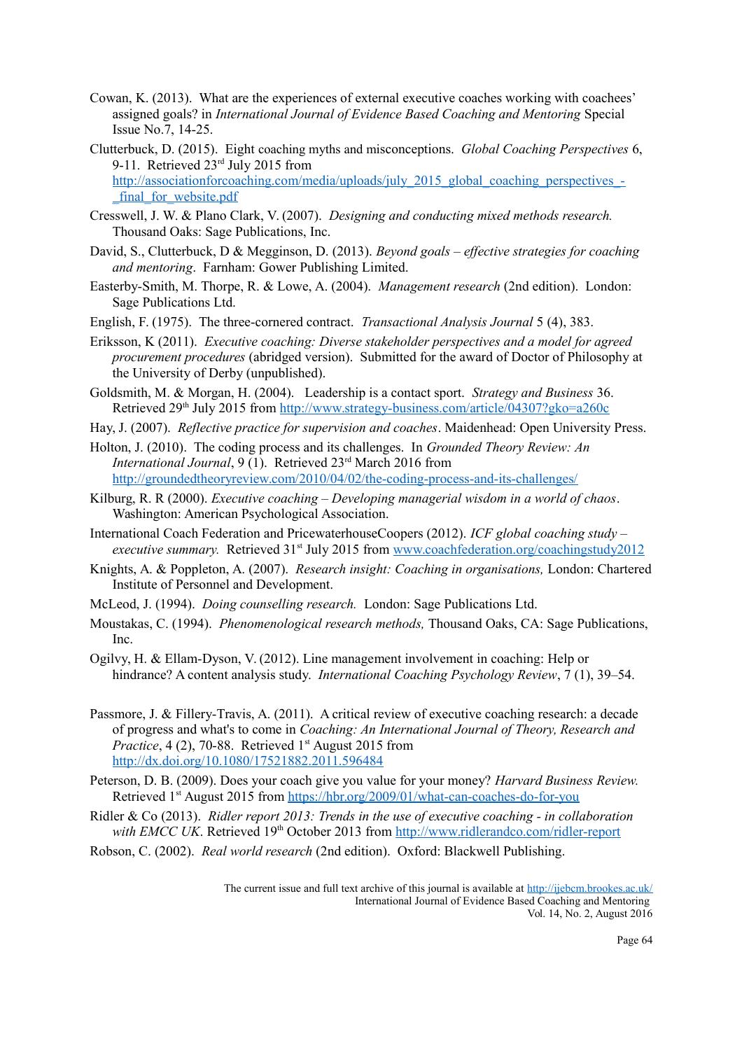Cowan, K. (2013). What are the experiences of external executive coaches working with coachees' assigned goals? in *International Journal of Evidence Based Coaching and Mentoring* Special Issue No.7, 14-25.

Clutterbuck, D. (2015). Eight coaching myths and misconceptions. *Global Coaching Perspectives* 6, 9-11. Retrieved 23rd July 2015 from http://associationforcoaching.com/media/uploads/july_2015_global_coaching_perspectives_-_final_for_website.pdf

Cresswell, J. W. & Plano Clark, V. (2007). *Designing and conducting mixed methods research.* Thousand Oaks: Sage Publications, Inc.

David, S., Clutterbuck, D & Megginson, D. (2013). *Beyond goals – effective strategies for coaching and mentoring*. Farnham: Gower Publishing Limited.

Easterby-Smith, M. Thorpe, R. & Lowe, A. (2004). *Management research* (2nd edition). London: Sage Publications Ltd.

English, F. (1975). The three-cornered contract. *Transactional Analysis Journal* 5 (4), 383.

Eriksson, K (2011). *Executive coaching: Diverse stakeholder perspectives and a model for agreed procurement procedures* (abridged version). Submitted for the award of Doctor of Philosophy at the University of Derby (unpublished).

Goldsmith, M. & Morgan, H. (2004). Leadership is a contact sport. *Strategy and Business* 36. Retrieved 29th July 2015 from http://www.strategy-business.com/article/04307?gko=a260c

Hay, J. (2007). *Reflective practice for supervision and coaches*. Maidenhead: Open University Press.

Holton, J. (2010). The coding process and its challenges. In *Grounded Theory Review: An International Journal*, 9 (1). Retrieved 23rd March 2016 from http://groundedtheoryreview.com/2010/04/02/the-coding-process-and-its-challenges/

Kilburg, R. R (2000). *Executive coaching – Developing managerial wisdom in a world of chaos*. Washington: American Psychological Association.

International Coach Federation and PricewaterhouseCoopers (2012). *ICF global coaching study – executive summary.* Retrieved 31st July 2015 from www.coachfederation.org/coachingstudy2012

Knights, A. & Poppleton, A. (2007). *Research insight: Coaching in organisations,* London: Chartered Institute of Personnel and Development.

McLeod, J. (1994). *Doing counselling research.* London: Sage Publications Ltd.

Moustakas, C. (1994). *Phenomenological research methods,* Thousand Oaks, CA: Sage Publications, Inc.

Ogilvy, H. & Ellam-Dyson, V. (2012). Line management involvement in coaching: Help or hindrance? A content analysis study. *International Coaching Psychology Review*, 7 (1), 39–54.

Passmore, J. & Fillery-Travis, A. (2011). A critical review of executive coaching research: a decade of progress and what's to come in *Coaching: An International Journal of Theory, Research and Practice*, 4 (2), 70-88. Retrieved 1st August 2015 from http://dx.doi.org/10.1080/17521882.2011.596484

Peterson, D. B. (2009). Does your coach give you value for your money? *Harvard Business Review.* Retrieved 1st August 2015 from https://hbr.org/2009/01/what-can-coaches-do-for-you

Ridler & Co (2013). *Ridler report 2013: Trends in the use of executive coaching - in collaboration with EMCC UK*. Retrieved 19th October 2013 from http://www.ridlerandco.com/ridler-report

Robson, C. (2002). *Real world research* (2nd edition). Oxford: Blackwell Publishing.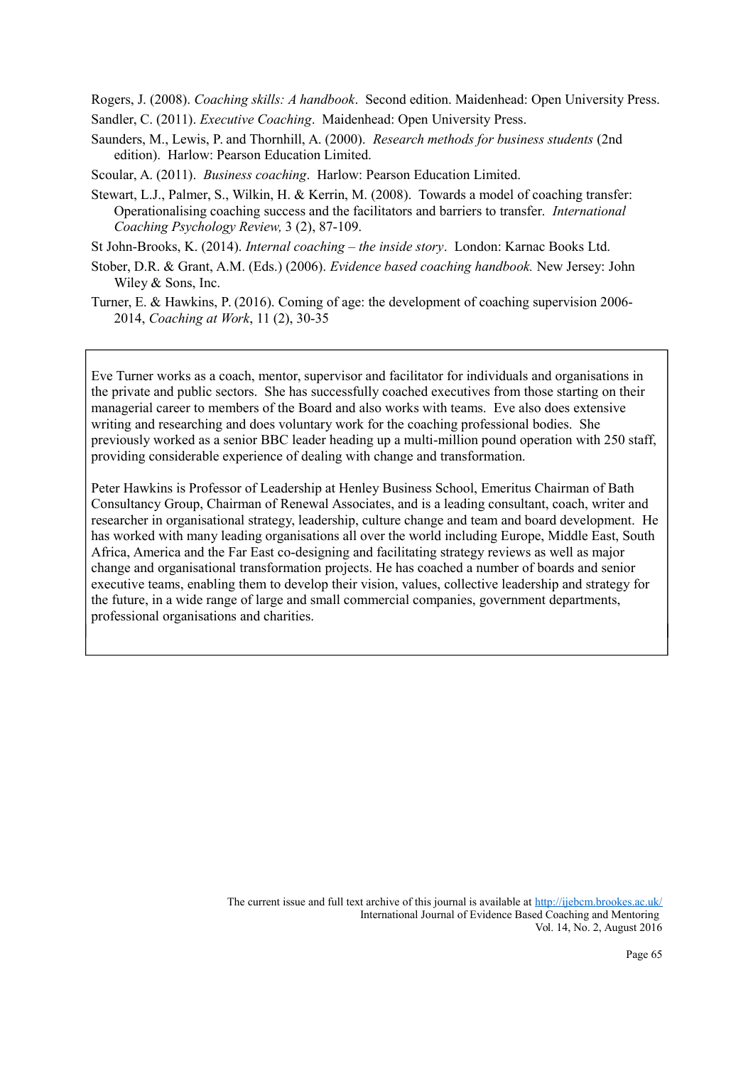Rogers, J. (2008). *Coaching skills: A handbook*. Second edition. Maidenhead: Open University Press.

Sandler, C. (2011). *Executive Coaching*. Maidenhead: Open University Press.

Saunders, M., Lewis, P. and Thornhill, A. (2000). *Research methods for business students* (2nd edition). Harlow: Pearson Education Limited.

Scoular, A. (2011). *Business coaching*. Harlow: Pearson Education Limited.

Stewart, L.J., Palmer, S., Wilkin, H. & Kerrin, M. (2008). Towards a model of coaching transfer: Operationalising coaching success and the facilitators and barriers to transfer. *International Coaching Psychology Review,* 3 (2), 87-109.

St John-Brooks, K. (2014). *Internal coaching – the inside story*. London: Karnac Books Ltd.

Stober, D.R. & Grant, A.M. (Eds.) (2006). *Evidence based coaching handbook.* New Jersey: John Wiley & Sons, Inc.

Turner, E. & Hawkins, P. (2016). Coming of age: the development of coaching supervision 2006-2014, *Coaching at Work*, 11 (2), 30-35

Eve Turner works as a coach, mentor, supervisor and facilitator for individuals and organisations in the private and public sectors. She has successfully coached executives from those starting on their managerial career to members of the Board and also works with teams. Eve also does extensive writing and researching and does voluntary work for the coaching professional bodies. She previously worked as a senior BBC leader heading up a multi-million pound operation with 250 staff, providing considerable experience of dealing with change and transformation.

Peter Hawkins is Professor of Leadership at Henley Business School, Emeritus Chairman of Bath Consultancy Group, Chairman of Renewal Associates, and is a leading consultant, coach, writer and researcher in organisational strategy, leadership, culture change and team and board development. He has worked with many leading organisations all over the world including Europe, Middle East, South Africa, America and the Far East co-designing and facilitating strategy reviews as well as major change and organisational transformation projects. He has coached a number of boards and senior executive teams, enabling them to develop their vision, values, collective leadership and strategy for the future, in a wide range of large and small commercial companies, government departments, professional organisations and charities.